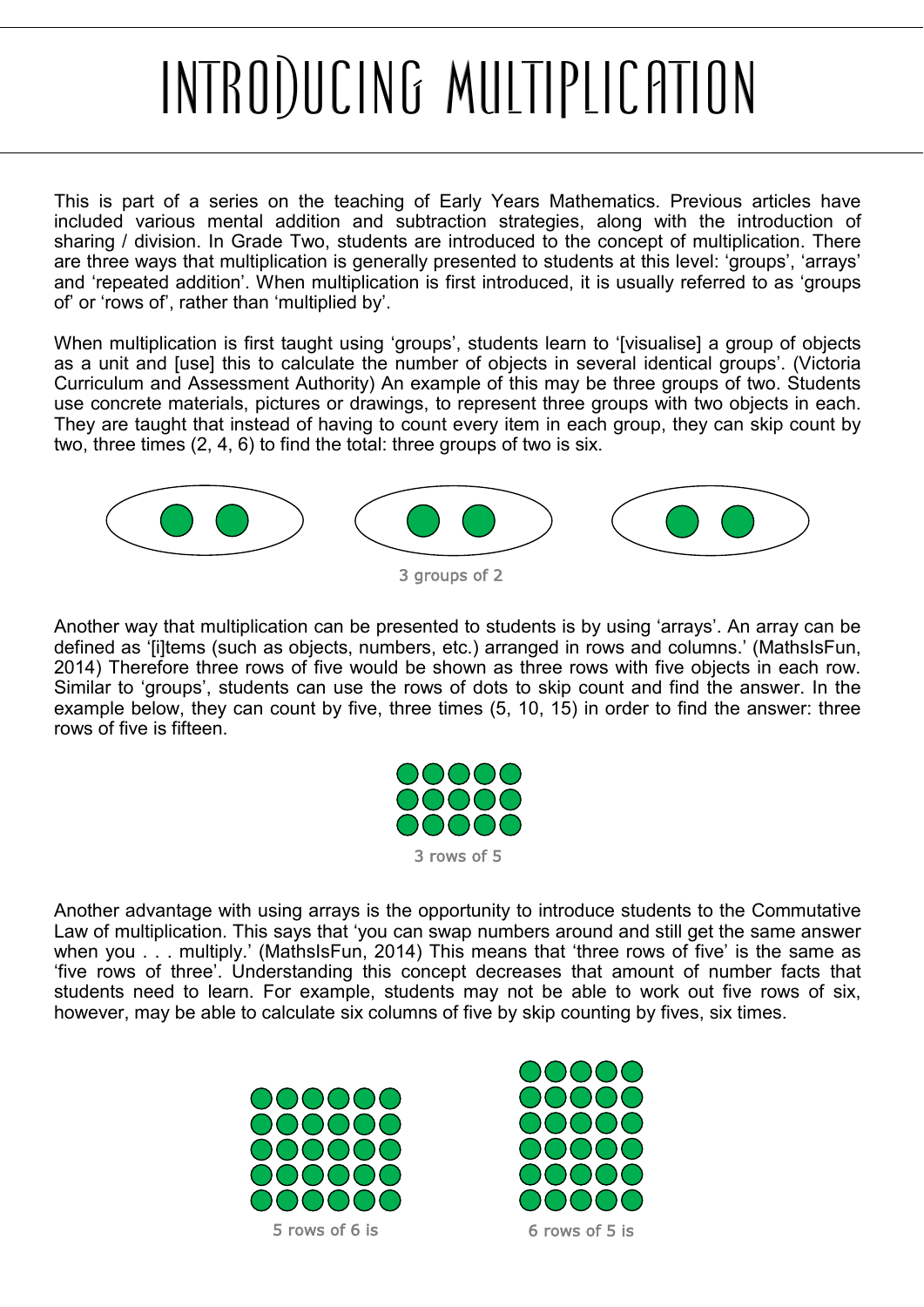# INTRODUCING MULTIPLICATION

This is part of a series on the teaching of Early Years Mathematics. Previous articles have included various mental addition and subtraction strategies, along with the introduction of sharing / division. In Grade Two, students are introduced to the concept of multiplication. There are three ways that multiplication is generally presented to students at this level: 'groups', 'arrays' and 'repeated addition'. When multiplication is first introduced, it is usually referred to as 'groups of' or 'rows of', rather than 'multiplied by'.

When multiplication is first taught using 'groups', students learn to '[visualise] a group of objects as a unit and [use] this to calculate the number of objects in several identical groups'. (Victoria Curriculum and Assessment Authority) An example of this may be three groups of two. Students use concrete materials, pictures or drawings, to represent three groups with two objects in each. They are taught that instead of having to count every item in each group, they can skip count by two, three times (2, 4, 6) to find the total: three groups of two is six.

3 groups of 2

Another way that multiplication can be presented to students is by using 'arrays'. An array can be defined as '[i]tems (such as objects, numbers, etc.) arranged in rows and columns.' (MathsIsFun, 2014) Therefore three rows of five would be shown as three rows with five objects in each row. Similar to 'groups', students can use the rows of dots to skip count and find the answer. In the example below, they can count by five, three times (5, 10, 15) in order to find the answer: three rows of five is fifteen.

3 rows of 5

Another advantage with using arrays is the opportunity to introduce students to the Commutative Law of multiplication. This says that 'you can swap numbers around and still get the same answer when you . . . multiply.' (MathsIsFun, 2014) This means that 'three rows of five' is the same as 'five rows of three'. Understanding this concept decreases that amount of number facts that students need to learn. For example, students may not be able to work out five rows of six, however, may be able to calculate six columns of five by skip counting by fives, six times.

5 rows of 6 is

6 rows of 5 is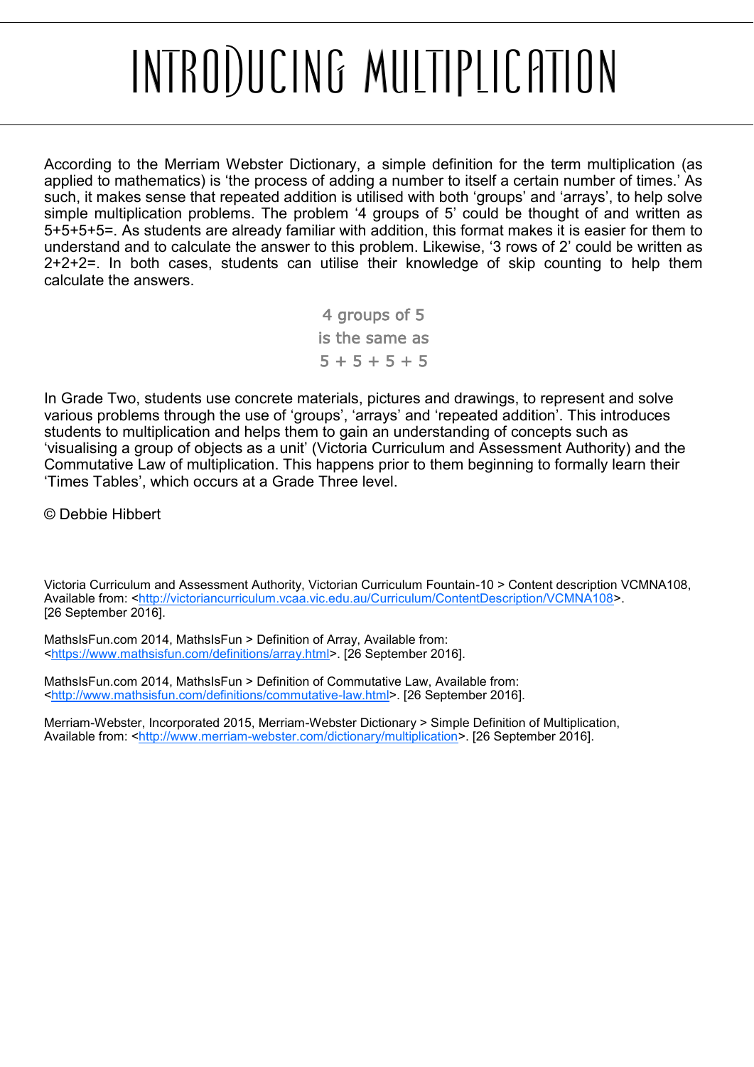# INTRODUCING MULTIPLICATION

According to the Merriam Webster Dictionary, a simple definition for the term multiplication (as applied to mathematics) is 'the process of adding a number to itself a certain number of times.' As such, it makes sense that repeated addition is utilised with both 'groups' and 'arrays', to help solve simple multiplication problems. The problem '4 groups of 5' could be thought of and written as 5+5+5+5=. As students are already familiar with addition, this format makes it is easier for them to understand and to calculate the answer to this problem. Likewise, '3 rows of 2' could be written as 2+2+2=. In both cases, students can utilise their knowledge of skip counting to help them calculate the answers.

4 groups of 5
is the same as
5 + 5 + 5 + 5

In Grade Two, students use concrete materials, pictures and drawings, to represent and solve various problems through the use of 'groups', 'arrays' and 'repeated addition'. This introduces students to multiplication and helps them to gain an understanding of concepts such as 'visualising a group of objects as a unit' (Victoria Curriculum and Assessment Authority) and the Commutative Law of multiplication. This happens prior to them beginning to formally learn their 'Times Tables', which occurs at a Grade Three level.

© Debbie Hibbert

Victoria Curriculum and Assessment Authority, Victorian Curriculum Fountain-10 > Content description VCMNA108, Available from: <http://victoriancurriculum.vcaa.vic.edu.au/Curriculum/ContentDescription/VCMNA108>. [26 September 2016].

MathsIsFun.com 2014, MathsIsFun > Definition of Array, Available from: <https://www.mathsisfun.com/definitions/array.html>. [26 September 2016].

MathsIsFun.com 2014, MathsIsFun > Definition of Commutative Law, Available from: <http://www.mathsisfun.com/definitions/commutative-law.html>. [26 September 2016].

Merriam-Webster, Incorporated 2015, Merriam-Webster Dictionary > Simple Definition of Multiplication, Available from: <http://www.merriam-webster.com/dictionary/multiplication>. [26 September 2016].